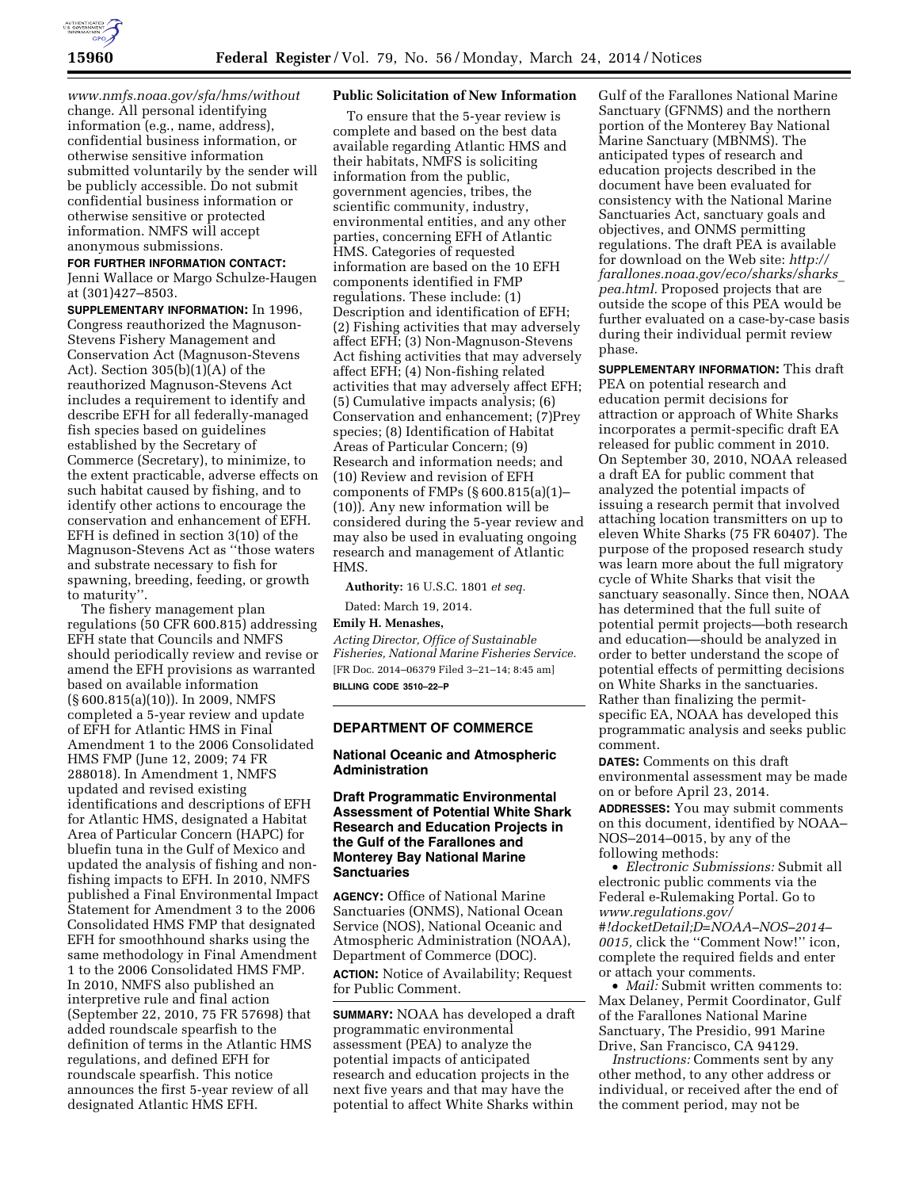*www.nmfs.noaa.gov/sfa/hms/without* change. All personal identifying information (e.g., name, address), confidential business information, or otherwise sensitive information submitted voluntarily by the sender will be publicly accessible. Do not submit confidential business information or otherwise sensitive or protected information. NMFS will accept anonymous submissions.

**FOR FURTHER INFORMATION CONTACT:** Jenni Wallace or Margo Schulze-Haugen at (301)427–8503.

**SUPPLEMENTARY INFORMATION:** In 1996, Congress reauthorized the Magnuson-Stevens Fishery Management and Conservation Act (Magnuson-Stevens Act). Section 305(b)(1)(A) of the reauthorized Magnuson-Stevens Act includes a requirement to identify and describe EFH for all federally-managed fish species based on guidelines established by the Secretary of Commerce (Secretary), to minimize, to the extent practicable, adverse effects on such habitat caused by fishing, and to identify other actions to encourage the conservation and enhancement of EFH. EFH is defined in section 3(10) of the Magnuson-Stevens Act as ''those waters and substrate necessary to fish for spawning, breeding, feeding, or growth to maturity''.

The fishery management plan regulations (50 CFR 600.815) addressing EFH state that Councils and NMFS should periodically review and revise or amend the EFH provisions as warranted based on available information (§ 600.815(a)(10)). In 2009, NMFS completed a 5-year review and update of EFH for Atlantic HMS in Final Amendment 1 to the 2006 Consolidated HMS FMP (June 12, 2009; 74 FR 288018). In Amendment 1, NMFS updated and revised existing identifications and descriptions of EFH for Atlantic HMS, designated a Habitat Area of Particular Concern (HAPC) for bluefin tuna in the Gulf of Mexico and updated the analysis of fishing and non-fishing impacts to EFH. In 2010, NMFS published a Final Environmental Impact Statement for Amendment 3 to the 2006 Consolidated HMS FMP that designated EFH for smoothhound sharks using the same methodology in Final Amendment 1 to the 2006 Consolidated HMS FMP. In 2010, NMFS also published an interpretive rule and final action (September 22, 2010, 75 FR 57698) that added roundscale spearfish to the definition of terms in the Atlantic HMS regulations, and defined EFH for roundscale spearfish. This notice announces the first 5-year review of all designated Atlantic HMS EFH.

## Public Solicitation of New Information

To ensure that the 5-year review is complete and based on the best data available regarding Atlantic HMS and their habitats, NMFS is soliciting information from the public, government agencies, tribes, the scientific community, industry, environmental entities, and any other parties, concerning EFH of Atlantic HMS. Categories of requested information are based on the 10 EFH components identified in FMP regulations. These include: (1) Description and identification of EFH; (2) Fishing activities that may adversely affect EFH; (3) Non-Magnuson-Stevens Act fishing activities that may adversely affect EFH; (4) Non-fishing related activities that may adversely affect EFH; (5) Cumulative impacts analysis; (6) Conservation and enhancement; (7)Prey species; (8) Identification of Habitat Areas of Particular Concern; (9) Research and information needs; and (10) Review and revision of EFH components of FMPs (§ 600.815(a)(1)–(10)). Any new information will be considered during the 5-year review and may also be used in evaluating ongoing research and management of Atlantic HMS.

**Authority:** 16 U.S.C. 1801 *et seq.*

Dated: March 19, 2014.

**Emily H. Menashes,**

*Acting Director, Office of Sustainable Fisheries, National Marine Fisheries Service.*

[FR Doc. 2014–06379 Filed 3–21–14; 8:45 am]

**BILLING CODE 3510–22–P**

---

## DEPARTMENT OF COMMERCE

### National Oceanic and Atmospheric Administration

### Draft Programmatic Environmental Assessment of Potential White Shark Research and Education Projects in the Gulf of the Farallones and Monterey Bay National Marine Sanctuaries

**AGENCY:** Office of National Marine Sanctuaries (ONMS), National Ocean Service (NOS), National Oceanic and Atmospheric Administration (NOAA), Department of Commerce (DOC).

**ACTION:** Notice of Availability; Request for Public Comment.

**SUMMARY:** NOAA has developed a draft programmatic environmental assessment (PEA) to analyze the potential impacts of anticipated research and education projects in the next five years and that may have the potential to affect White Sharks within Gulf of the Farallones National Marine Sanctuary (GFNMS) and the northern portion of the Monterey Bay National Marine Sanctuary (MBNMS). The anticipated types of research and education projects described in the document have been evaluated for consistency with the National Marine Sanctuaries Act, sanctuary goals and objectives, and ONMS permitting regulations. The draft PEA is available for download on the Web site: *http://farallones.noaa.gov/eco/sharks/sharks_pea.html.* Proposed projects that are outside the scope of this PEA would be further evaluated on a case-by-case basis during their individual permit review phase.

**SUPPLEMENTARY INFORMATION:** This draft PEA on potential research and education permit decisions for attraction or approach of White Sharks incorporates a permit-specific draft EA released for public comment in 2010. On September 30, 2010, NOAA released a draft EA for public comment that analyzed the potential impacts of issuing a research permit that involved attaching location transmitters on up to eleven White Sharks (75 FR 60407). The purpose of the proposed research study was learn more about the full migratory cycle of White Sharks that visit the sanctuary seasonally. Since then, NOAA has determined that the full suite of potential permit projects—both research and education—should be analyzed in order to better understand the scope of potential effects of permitting decisions on White Sharks in the sanctuaries. Rather than finalizing the permit-specific EA, NOAA has developed this programmatic analysis and seeks public comment.

**DATES:** Comments on this draft environmental assessment may be made on or before April 23, 2014.

**ADDRESSES:** You may submit comments on this document, identified by NOAA–NOS–2014–0015, by any of the following methods:

- *Electronic Submissions:* Submit all electronic public comments via the Federal e-Rulemaking Portal. Go to *www.regulations.gov/#!docketDetail;D=NOAA–NOS–2014–0015,* click the ''Comment Now!'' icon, complete the required fields and enter or attach your comments.
- *Mail:* Submit written comments to: Max Delaney, Permit Coordinator, Gulf of the Farallones National Marine Sanctuary, The Presidio, 991 Marine Drive, San Francisco, CA 94129.

*Instructions:* Comments sent by any other method, to any other address or individual, or received after the end of the comment period, may not be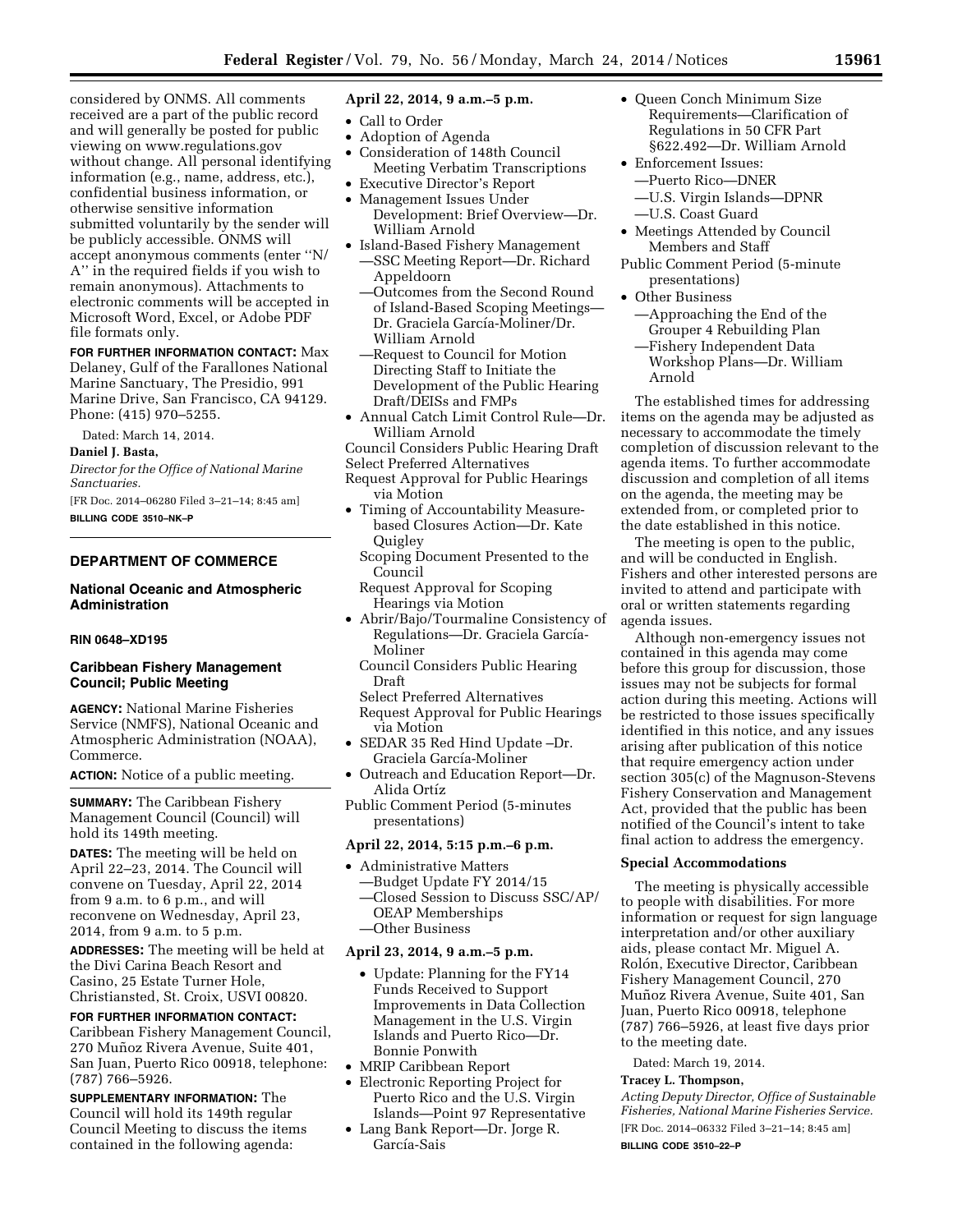considered by ONMS. All comments received are a part of the public record and will generally be posted for public viewing on www.regulations.gov without change. All personal identifying information (e.g., name, address, etc.), confidential business information, or otherwise sensitive information submitted voluntarily by the sender will be publicly accessible. ONMS will accept anonymous comments (enter ''N/A'' in the required fields if you wish to remain anonymous). Attachments to electronic comments will be accepted in Microsoft Word, Excel, or Adobe PDF file formats only.

**FOR FURTHER INFORMATION CONTACT:** Max Delaney, Gulf of the Farallones National Marine Sanctuary, The Presidio, 991 Marine Drive, San Francisco, CA 94129. Phone: (415) 970–5255.

Dated: March 14, 2014.

**Daniel J. Basta,**

*Director for the Office of National Marine Sanctuaries.*

[FR Doc. 2014–06280 Filed 3–21–14; 8:45 am]

**BILLING CODE 3510–NK–P**

---

## DEPARTMENT OF COMMERCE

### National Oceanic and Atmospheric Administration

**RIN 0648–XD195**

### Caribbean Fishery Management Council; Public Meeting

**AGENCY:** National Marine Fisheries Service (NMFS), National Oceanic and Atmospheric Administration (NOAA), Commerce.

**ACTION:** Notice of a public meeting.

**SUMMARY:** The Caribbean Fishery Management Council (Council) will hold its 149th meeting.

**DATES:** The meeting will be held on April 22–23, 2014. The Council will convene on Tuesday, April 22, 2014 from 9 a.m. to 6 p.m., and will reconvene on Wednesday, April 23, 2014, from 9 a.m. to 5 p.m.

**ADDRESSES:** The meeting will be held at the Divi Carina Beach Resort and Casino, 25 Estate Turner Hole, Christiansted, St. Croix, USVI 00820.

**FOR FURTHER INFORMATION CONTACT:** Caribbean Fishery Management Council, 270 Muñoz Rivera Avenue, Suite 401, San Juan, Puerto Rico 00918, telephone: (787) 766–5926.

**SUPPLEMENTARY INFORMATION:** The Council will hold its 149th regular Council Meeting to discuss the items contained in the following agenda:

**April 22, 2014, 9 a.m.–5 p.m.**

- Call to Order
- Adoption of Agenda
- Consideration of 148th Council Meeting Verbatim Transcriptions
- Executive Director's Report
- Management Issues Under Development: Brief Overview—Dr. William Arnold
- Island-Based Fishery Management
  —SSC Meeting Report—Dr. Richard Appeldoorn
  —Outcomes from the Second Round of Island-Based Scoping Meetings—Dr. Graciela García-Moliner/Dr. William Arnold
  —Request to Council for Motion Directing Staff to Initiate the Development of the Public Hearing Draft/DEISs and FMPs
- Annual Catch Limit Control Rule—Dr. William Arnold

Council Considers Public Hearing Draft
Select Preferred Alternatives
Request Approval for Public Hearings via Motion

- Timing of Accountability Measure-based Closures Action—Dr. Kate Quigley
  Scoping Document Presented to the Council
  Request Approval for Scoping Hearings via Motion
- Abrir/Bajo/Tourmaline Consistency of Regulations—Dr. Graciela García-Moliner
  Council Considers Public Hearing Draft
  Select Preferred Alternatives
  Request Approval for Public Hearings via Motion
- SEDAR 35 Red Hind Update –Dr. Graciela García-Moliner
- Outreach and Education Report—Dr. Alida Ortíz

Public Comment Period (5-minutes presentations)

**April 22, 2014, 5:15 p.m.–6 p.m.**

- Administrative Matters
  —Budget Update FY 2014/15
  —Closed Session to Discuss SSC/AP/OEAP Memberships
  —Other Business

**April 23, 2014, 9 a.m.–5 p.m.**

- Update: Planning for the FY14 Funds Received to Support Improvements in Data Collection Management in the U.S. Virgin Islands and Puerto Rico—Dr. Bonnie Ponwith
- MRIP Caribbean Report
- Electronic Reporting Project for Puerto Rico and the U.S. Virgin Islands—Point 97 Representative
- Lang Bank Report—Dr. Jorge R. García-Sais
- Queen Conch Minimum Size Requirements—Clarification of Regulations in 50 CFR Part §622.492—Dr. William Arnold
- Enforcement Issues:
  —Puerto Rico—DNER
  —U.S. Virgin Islands—DPNR
  —U.S. Coast Guard
- Meetings Attended by Council Members and Staff

Public Comment Period (5-minute presentations)

- Other Business
  —Approaching the End of the Grouper 4 Rebuilding Plan
  —Fishery Independent Data Workshop Plans—Dr. William Arnold

The established times for addressing items on the agenda may be adjusted as necessary to accommodate the timely completion of discussion relevant to the agenda items. To further accommodate discussion and completion of all items on the agenda, the meeting may be extended from, or completed prior to the date established in this notice.

The meeting is open to the public, and will be conducted in English. Fishers and other interested persons are invited to attend and participate with oral or written statements regarding agenda issues.

Although non-emergency issues not contained in this agenda may come before this group for discussion, those issues may not be subjects for formal action during this meeting. Actions will be restricted to those issues specifically identified in this notice, and any issues arising after publication of this notice that require emergency action under section 305(c) of the Magnuson-Stevens Fishery Conservation and Management Act, provided that the public has been notified of the Council's intent to take final action to address the emergency.

**Special Accommodations**

The meeting is physically accessible to people with disabilities. For more information or request for sign language interpretation and/or other auxiliary aids, please contact Mr. Miguel A. Rolón, Executive Director, Caribbean Fishery Management Council, 270 Muñoz Rivera Avenue, Suite 401, San Juan, Puerto Rico 00918, telephone (787) 766–5926, at least five days prior to the meeting date.

Dated: March 19, 2014.

**Tracey L. Thompson,**

*Acting Deputy Director, Office of Sustainable Fisheries, National Marine Fisheries Service.*

[FR Doc. 2014–06332 Filed 3–21–14; 8:45 am]

**BILLING CODE 3510–22–P**